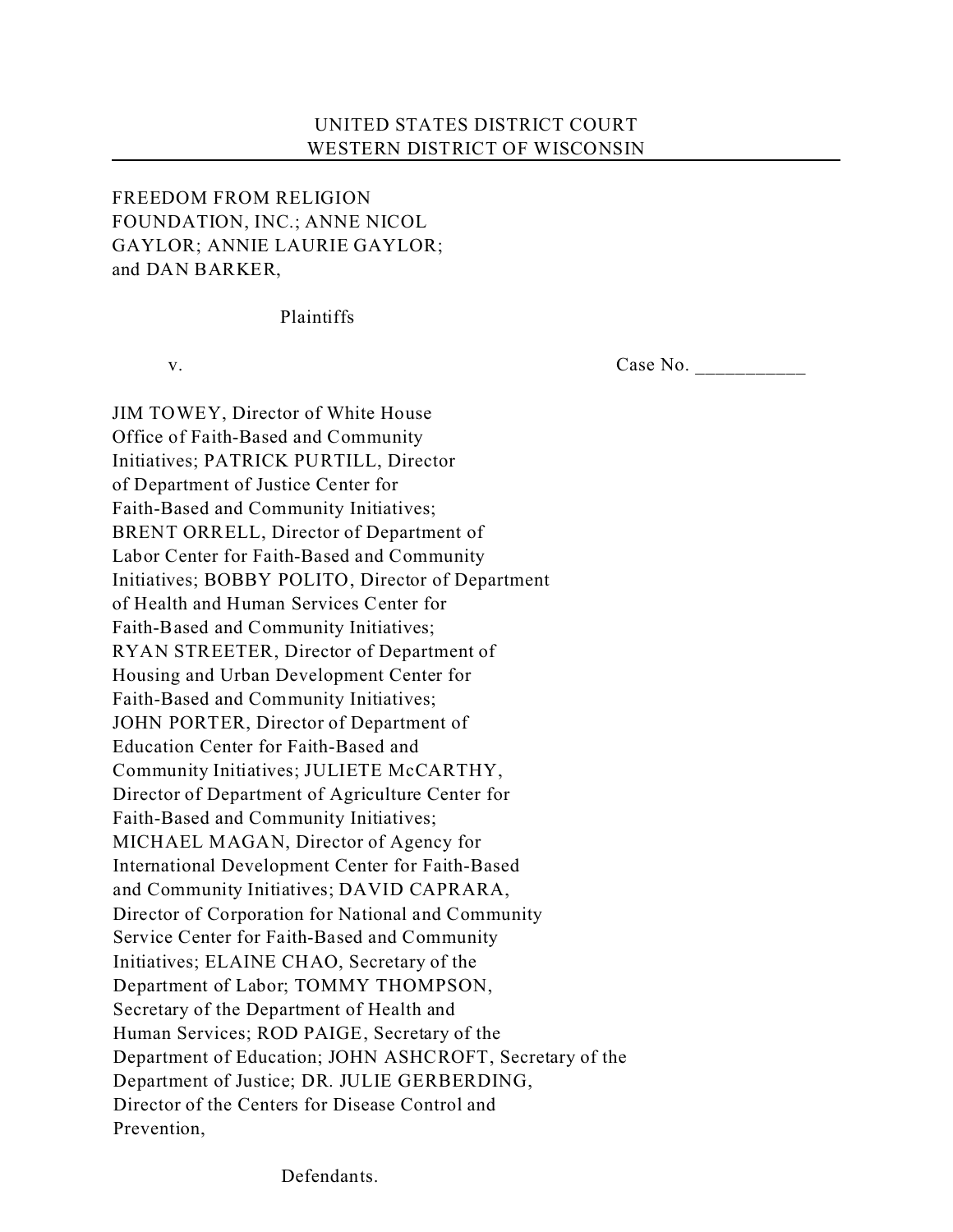UNITED STATES DISTRICT COURT
WESTERN DISTRICT OF WISCONSIN

---

FREEDOM FROM RELIGION
FOUNDATION, INC.; ANNE NICOL
GAYLOR; ANNIE LAURIE GAYLOR;
and DAN BARKER,

Plaintiffs

v. Case No. ___________

JIM TOWEY, Director of White House
Office of Faith-Based and Community
Initiatives; PATRICK PURTILL, Director
of Department of Justice Center for
Faith-Based and Community Initiatives;
BRENT ORRELL, Director of Department of
Labor Center for Faith-Based and Community
Initiatives; BOBBY POLITO, Director of Department
of Health and Human Services Center for
Faith-Based and Community Initiatives;
RYAN STREETER, Director of Department of
Housing and Urban Development Center for
Faith-Based and Community Initiatives;
JOHN PORTER, Director of Department of
Education Center for Faith-Based and
Community Initiatives; JULIETE McCARTHY,
Director of Department of Agriculture Center for
Faith-Based and Community Initiatives;
MICHAEL MAGAN, Director of Agency for
International Development Center for Faith-Based
and Community Initiatives; DAVID CAPRARA,
Director of Corporation for National and Community
Service Center for Faith-Based and Community
Initiatives; ELAINE CHAO, Secretary of the
Department of Labor; TOMMY THOMPSON,
Secretary of the Department of Health and
Human Services; ROD PAIGE, Secretary of the
Department of Education; JOHN ASHCROFT, Secretary of the
Department of Justice; DR. JULIE GERBERDING,
Director of the Centers for Disease Control and
Prevention,

Defendants.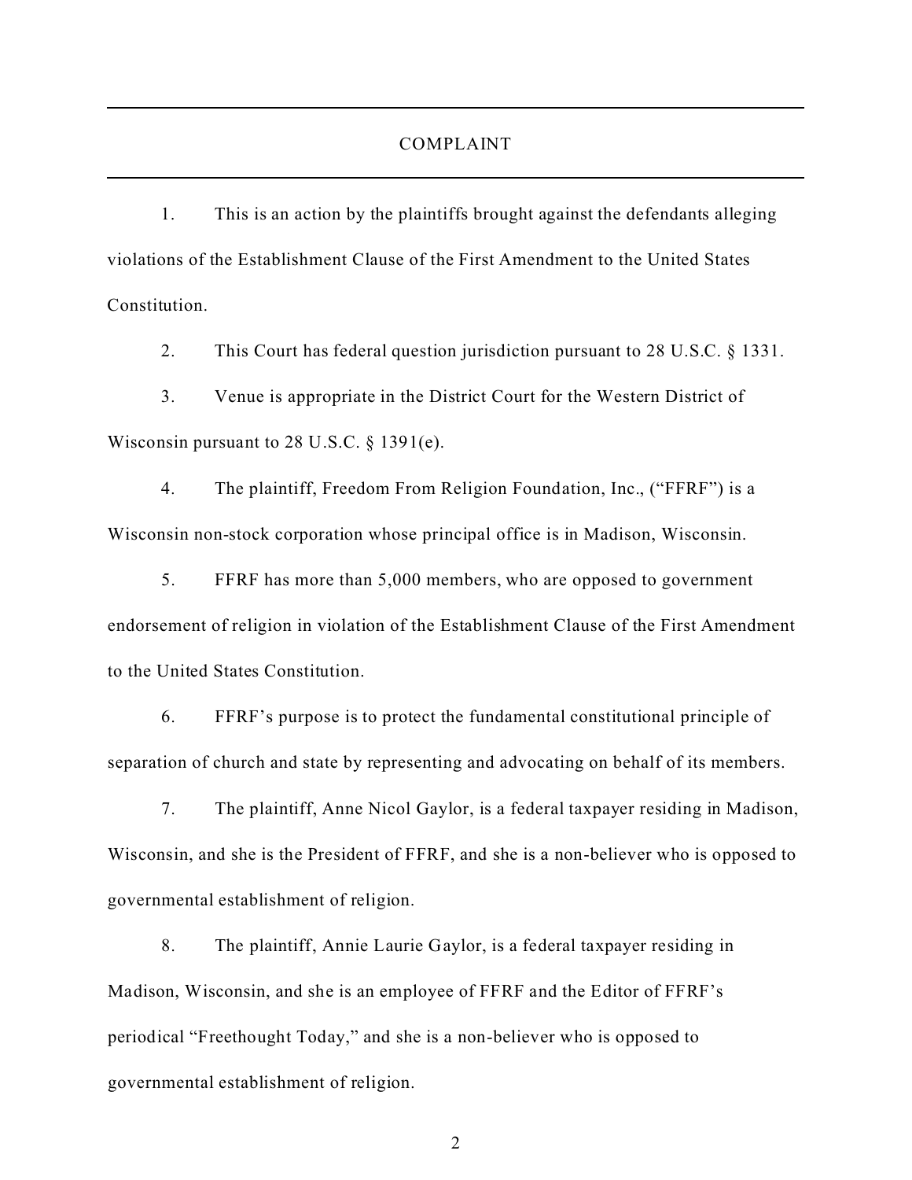# COMPLAINT

1. This is an action by the plaintiffs brought against the defendants alleging violations of the Establishment Clause of the First Amendment to the United States Constitution.

2. This Court has federal question jurisdiction pursuant to 28 U.S.C. § 1331.

3. Venue is appropriate in the District Court for the Western District of Wisconsin pursuant to 28 U.S.C. § 1391(e).

4. The plaintiff, Freedom From Religion Foundation, Inc., ("FFRF") is a Wisconsin non-stock corporation whose principal office is in Madison, Wisconsin.

5. FFRF has more than 5,000 members, who are opposed to government endorsement of religion in violation of the Establishment Clause of the First Amendment to the United States Constitution.

6. FFRF's purpose is to protect the fundamental constitutional principle of separation of church and state by representing and advocating on behalf of its members.

7. The plaintiff, Anne Nicol Gaylor, is a federal taxpayer residing in Madison, Wisconsin, and she is the President of FFRF, and she is a non-believer who is opposed to governmental establishment of religion.

8. The plaintiff, Annie Laurie Gaylor, is a federal taxpayer residing in Madison, Wisconsin, and she is an employee of FFRF and the Editor of FFRF's periodical "Freethought Today," and she is a non-believer who is opposed to governmental establishment of religion.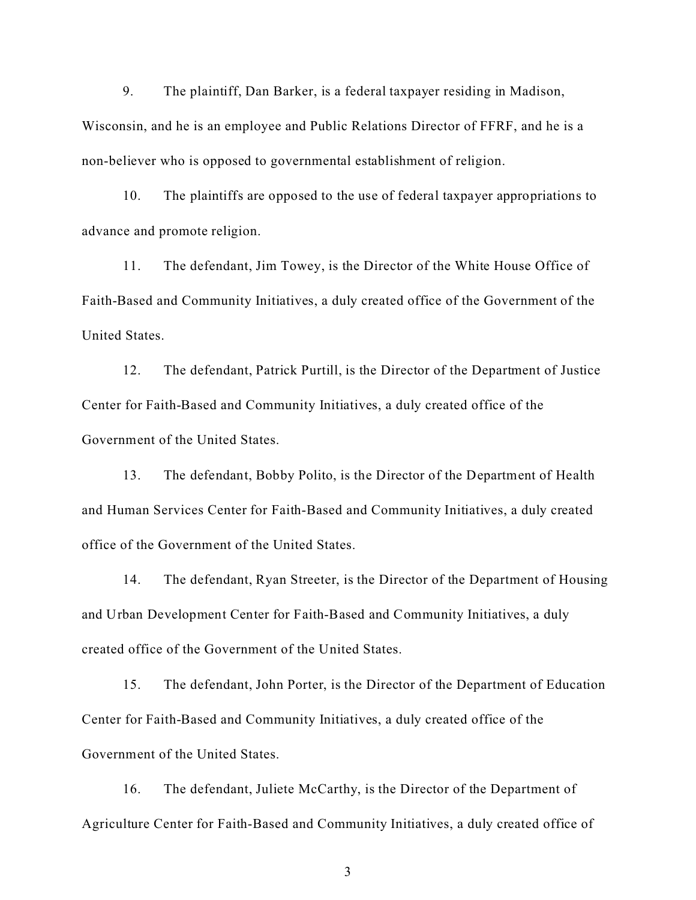9. The plaintiff, Dan Barker, is a federal taxpayer residing in Madison, Wisconsin, and he is an employee and Public Relations Director of FFRF, and he is a non-believer who is opposed to governmental establishment of religion.

10. The plaintiffs are opposed to the use of federal taxpayer appropriations to advance and promote religion.

11. The defendant, Jim Towey, is the Director of the White House Office of Faith-Based and Community Initiatives, a duly created office of the Government of the United States.

12. The defendant, Patrick Purtill, is the Director of the Department of Justice Center for Faith-Based and Community Initiatives, a duly created office of the Government of the United States.

13. The defendant, Bobby Polito, is the Director of the Department of Health and Human Services Center for Faith-Based and Community Initiatives, a duly created office of the Government of the United States.

14. The defendant, Ryan Streeter, is the Director of the Department of Housing and Urban Development Center for Faith-Based and Community Initiatives, a duly created office of the Government of the United States.

15. The defendant, John Porter, is the Director of the Department of Education Center for Faith-Based and Community Initiatives, a duly created office of the Government of the United States.

16. The defendant, Juliete McCarthy, is the Director of the Department of Agriculture Center for Faith-Based and Community Initiatives, a duly created office of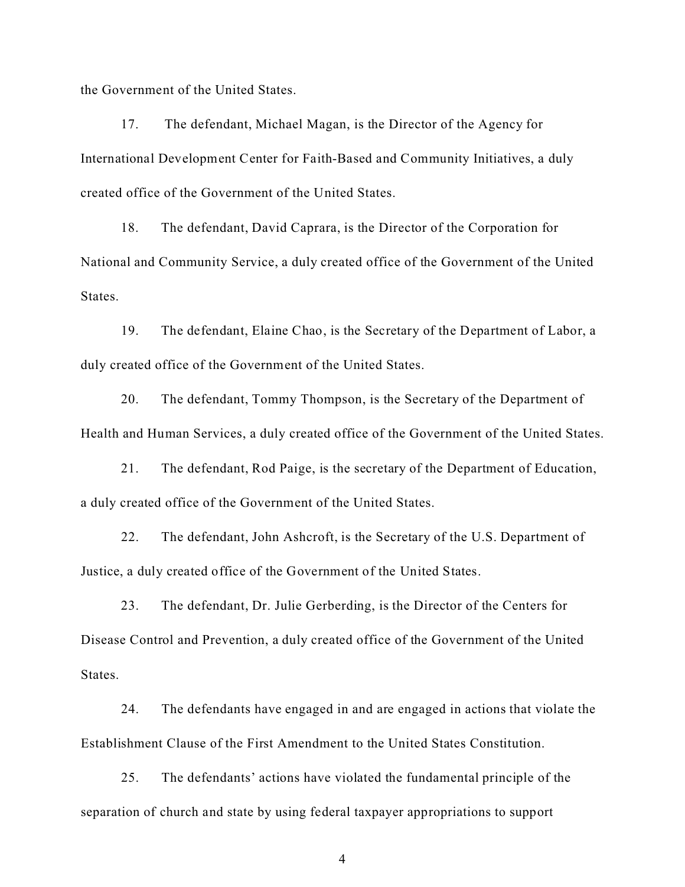the Government of the United States.

17. The defendant, Michael Magan, is the Director of the Agency for International Development Center for Faith-Based and Community Initiatives, a duly created office of the Government of the United States.

18. The defendant, David Caprara, is the Director of the Corporation for National and Community Service, a duly created office of the Government of the United States.

19. The defendant, Elaine Chao, is the Secretary of the Department of Labor, a duly created office of the Government of the United States.

20. The defendant, Tommy Thompson, is the Secretary of the Department of Health and Human Services, a duly created office of the Government of the United States.

21. The defendant, Rod Paige, is the secretary of the Department of Education, a duly created office of the Government of the United States.

22. The defendant, John Ashcroft, is the Secretary of the U.S. Department of Justice, a duly created office of the Government of the United States.

23. The defendant, Dr. Julie Gerberding, is the Director of the Centers for Disease Control and Prevention, a duly created office of the Government of the United States.

24. The defendants have engaged in and are engaged in actions that violate the Establishment Clause of the First Amendment to the United States Constitution.

25. The defendants' actions have violated the fundamental principle of the separation of church and state by using federal taxpayer appropriations to support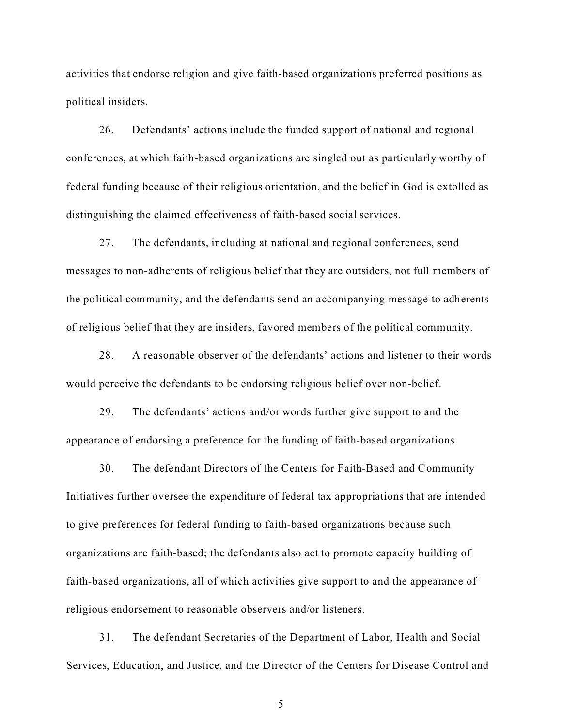activities that endorse religion and give faith-based organizations preferred positions as political insiders.

26. Defendants' actions include the funded support of national and regional conferences, at which faith-based organizations are singled out as particularly worthy of federal funding because of their religious orientation, and the belief in God is extolled as distinguishing the claimed effectiveness of faith-based social services.

27. The defendants, including at national and regional conferences, send messages to non-adherents of religious belief that they are outsiders, not full members of the political community, and the defendants send an accompanying message to adherents of religious belief that they are insiders, favored members of the political community.

28. A reasonable observer of the defendants' actions and listener to their words would perceive the defendants to be endorsing religious belief over non-belief.

29. The defendants' actions and/or words further give support to and the appearance of endorsing a preference for the funding of faith-based organizations.

30. The defendant Directors of the Centers for Faith-Based and Community Initiatives further oversee the expenditure of federal tax appropriations that are intended to give preferences for federal funding to faith-based organizations because such organizations are faith-based; the defendants also act to promote capacity building of faith-based organizations, all of which activities give support to and the appearance of religious endorsement to reasonable observers and/or listeners.

31. The defendant Secretaries of the Department of Labor, Health and Social Services, Education, and Justice, and the Director of the Centers for Disease Control and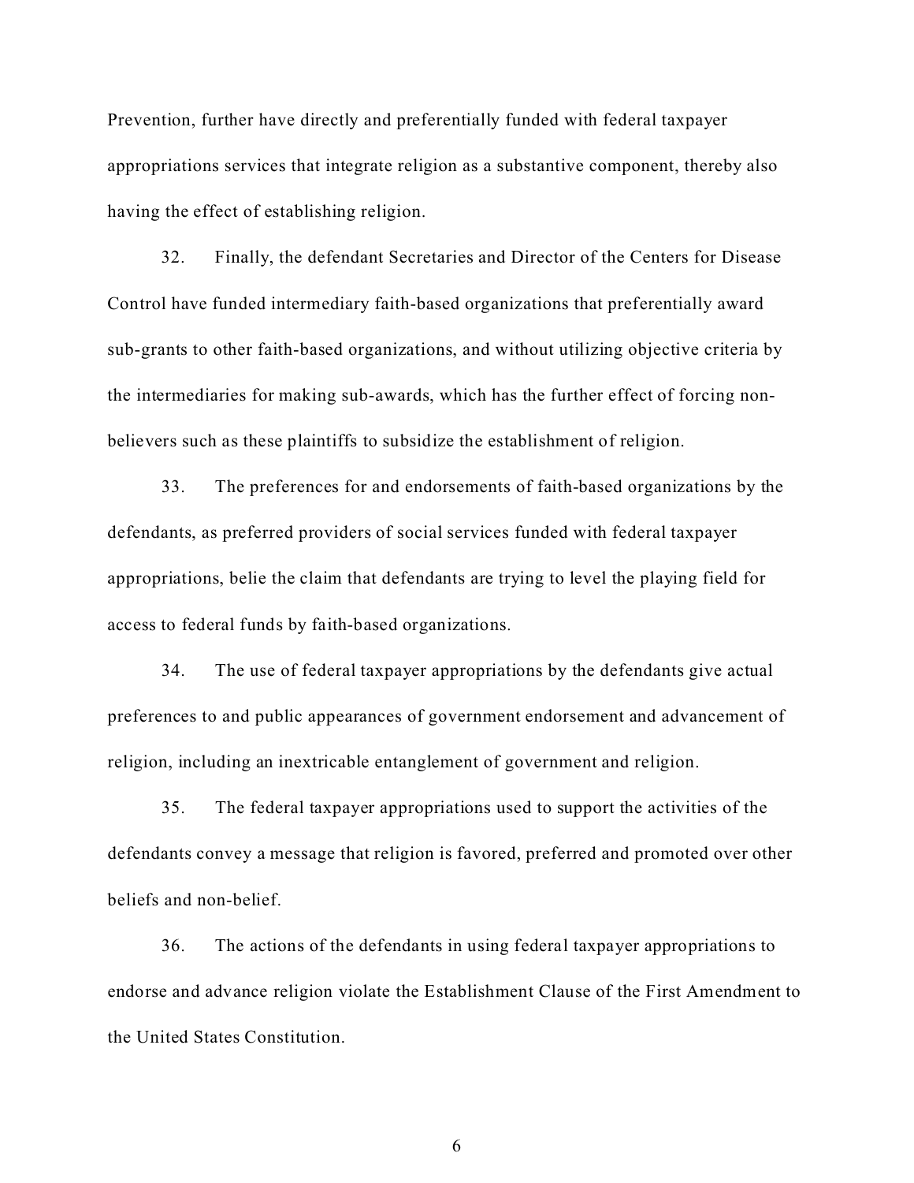Prevention, further have directly and preferentially funded with federal taxpayer appropriations services that integrate religion as a substantive component, thereby also having the effect of establishing religion.

32. Finally, the defendant Secretaries and Director of the Centers for Disease Control have funded intermediary faith-based organizations that preferentially award sub-grants to other faith-based organizations, and without utilizing objective criteria by the intermediaries for making sub-awards, which has the further effect of forcing non-believers such as these plaintiffs to subsidize the establishment of religion.

33. The preferences for and endorsements of faith-based organizations by the defendants, as preferred providers of social services funded with federal taxpayer appropriations, belie the claim that defendants are trying to level the playing field for access to federal funds by faith-based organizations.

34. The use of federal taxpayer appropriations by the defendants give actual preferences to and public appearances of government endorsement and advancement of religion, including an inextricable entanglement of government and religion.

35. The federal taxpayer appropriations used to support the activities of the defendants convey a message that religion is favored, preferred and promoted over other beliefs and non-belief.

36. The actions of the defendants in using federal taxpayer appropriations to endorse and advance religion violate the Establishment Clause of the First Amendment to the United States Constitution.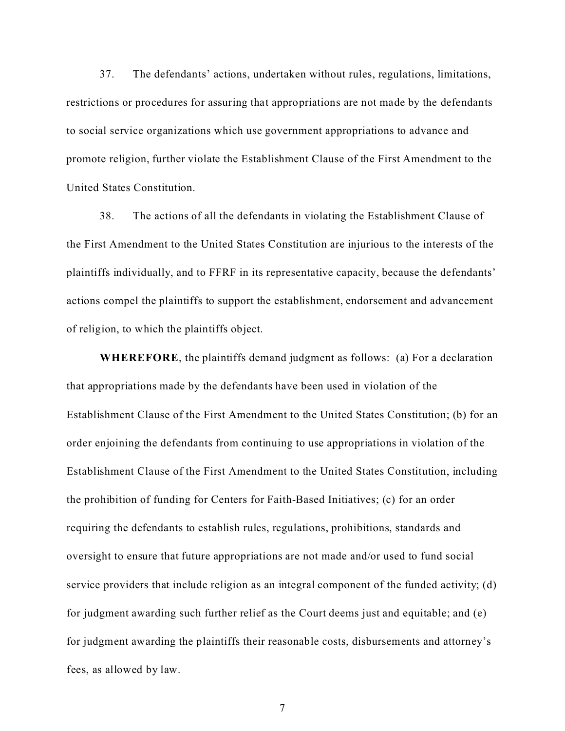37. The defendants' actions, undertaken without rules, regulations, limitations, restrictions or procedures for assuring that appropriations are not made by the defendants to social service organizations which use government appropriations to advance and promote religion, further violate the Establishment Clause of the First Amendment to the United States Constitution.

38. The actions of all the defendants in violating the Establishment Clause of the First Amendment to the United States Constitution are injurious to the interests of the plaintiffs individually, and to FFRF in its representative capacity, because the defendants' actions compel the plaintiffs to support the establishment, endorsement and advancement of religion, to which the plaintiffs object.

**WHEREFORE**, the plaintiffs demand judgment as follows: (a) For a declaration that appropriations made by the defendants have been used in violation of the Establishment Clause of the First Amendment to the United States Constitution; (b) for an order enjoining the defendants from continuing to use appropriations in violation of the Establishment Clause of the First Amendment to the United States Constitution, including the prohibition of funding for Centers for Faith-Based Initiatives; (c) for an order requiring the defendants to establish rules, regulations, prohibitions, standards and oversight to ensure that future appropriations are not made and/or used to fund social service providers that include religion as an integral component of the funded activity; (d) for judgment awarding such further relief as the Court deems just and equitable; and (e) for judgment awarding the plaintiffs their reasonable costs, disbursements and attorney's fees, as allowed by law.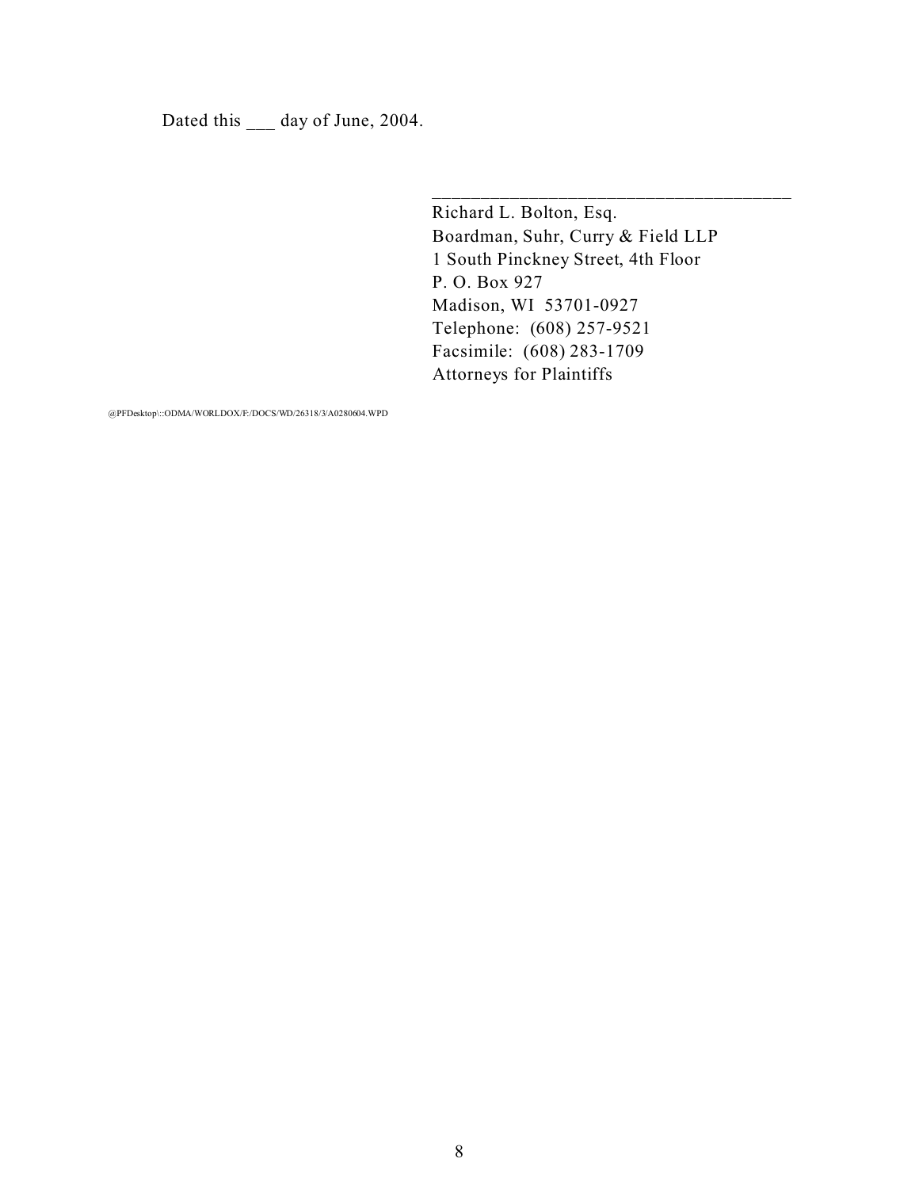Dated this ___ day of June, 2004.

\_\_\_\_\_\_\_\_\_\_\_\_\_\_\_\_\_\_\_\_\_\_\_\_\_\_\_\_\_\_\_\_\_\_\_\_\_\_\_\_

Richard L. Bolton, Esq.
Boardman, Suhr, Curry & Field LLP
1 South Pinckney Street, 4th Floor
P. O. Box 927
Madison, WI 53701-0927
Telephone: (608) 257-9521
Facsimile: (608) 283-1709
Attorneys for Plaintiffs

@PFDesktop\::ODMA/WORLDOX/F:/DOCS/WD/26318/3/A0280604.WPD